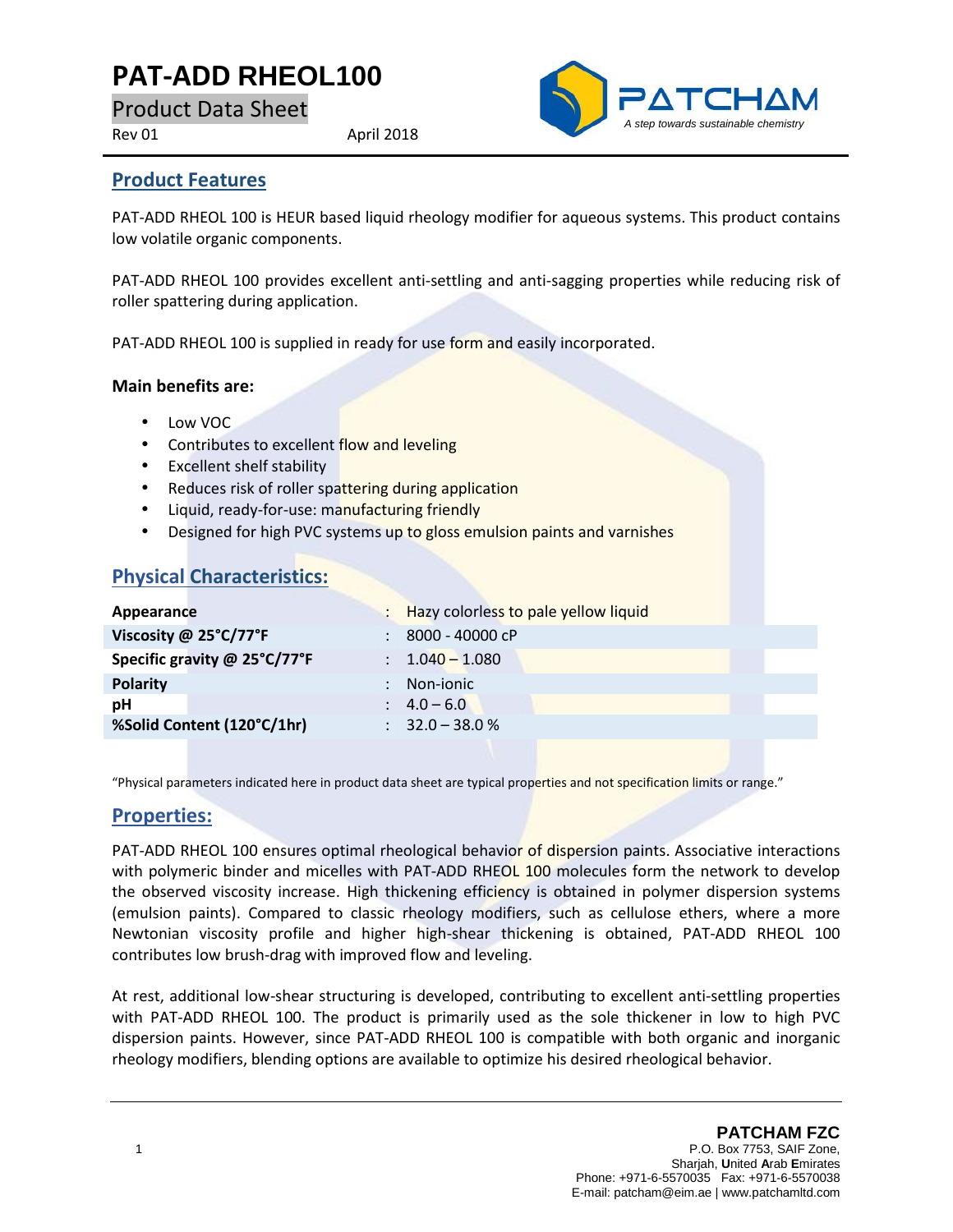# PAT-ADD RHEOL100

Product Data Sheet

Rev 01 April 2018

## Product Features

PAT-ADD RHEOL 100 is HEUR based liquid rheology modifier for aqueous systems. This product contains low volatile organic components.

PAT-ADD RHEOL 100 provides excellent anti-settling and anti-sagging properties while reducing risk of roller spattering during application.

PAT-ADD RHEOL 100 is supplied in ready for use form and easily incorporated.

**Main benefits are:**

- Low VOC
- Contributes to excellent flow and leveling
- Excellent shelf stability
- Reduces risk of roller spattering during application
- Liquid, ready-for-use: manufacturing friendly
- Designed for high PVC systems up to gloss emulsion paints and varnishes

## Physical Characteristics:

| Property | Value |
|---|---|
| **Appearance** | Hazy colorless to pale yellow liquid |
| **Viscosity @ 25°C/77°F** | 8000 - 40000 cP |
| **Specific gravity @ 25°C/77°F** | 1.040 – 1.080 |
| **Polarity** | Non-ionic |
| **pH** | 4.0 – 6.0 |
| **%Solid Content (120°C/1hr)** | 32.0 – 38.0 % |

"Physical parameters indicated here in product data sheet are typical properties and not specification limits or range."

## Properties:

PAT-ADD RHEOL 100 ensures optimal rheological behavior of dispersion paints. Associative interactions with polymeric binder and micelles with PAT-ADD RHEOL 100 molecules form the network to develop the observed viscosity increase. High thickening efficiency is obtained in polymer dispersion systems (emulsion paints). Compared to classic rheology modifiers, such as cellulose ethers, where a more Newtonian viscosity profile and higher high-shear thickening is obtained, PAT-ADD RHEOL 100 contributes low brush-drag with improved flow and leveling.

At rest, additional low-shear structuring is developed, contributing to excellent anti-settling properties with PAT-ADD RHEOL 100. The product is primarily used as the sole thickener in low to high PVC dispersion paints. However, since PAT-ADD RHEOL 100 is compatible with both organic and inorganic rheology modifiers, blending options are available to optimize his desired rheological behavior.

**PATCHAM FZC**
P.O. Box 7753, SAIF Zone,
Sharjah, United Arab Emirates
Phone: +971-6-5570035 Fax: +971-6-5570038
E-mail: patcham@eim.ae | www.patchamltd.com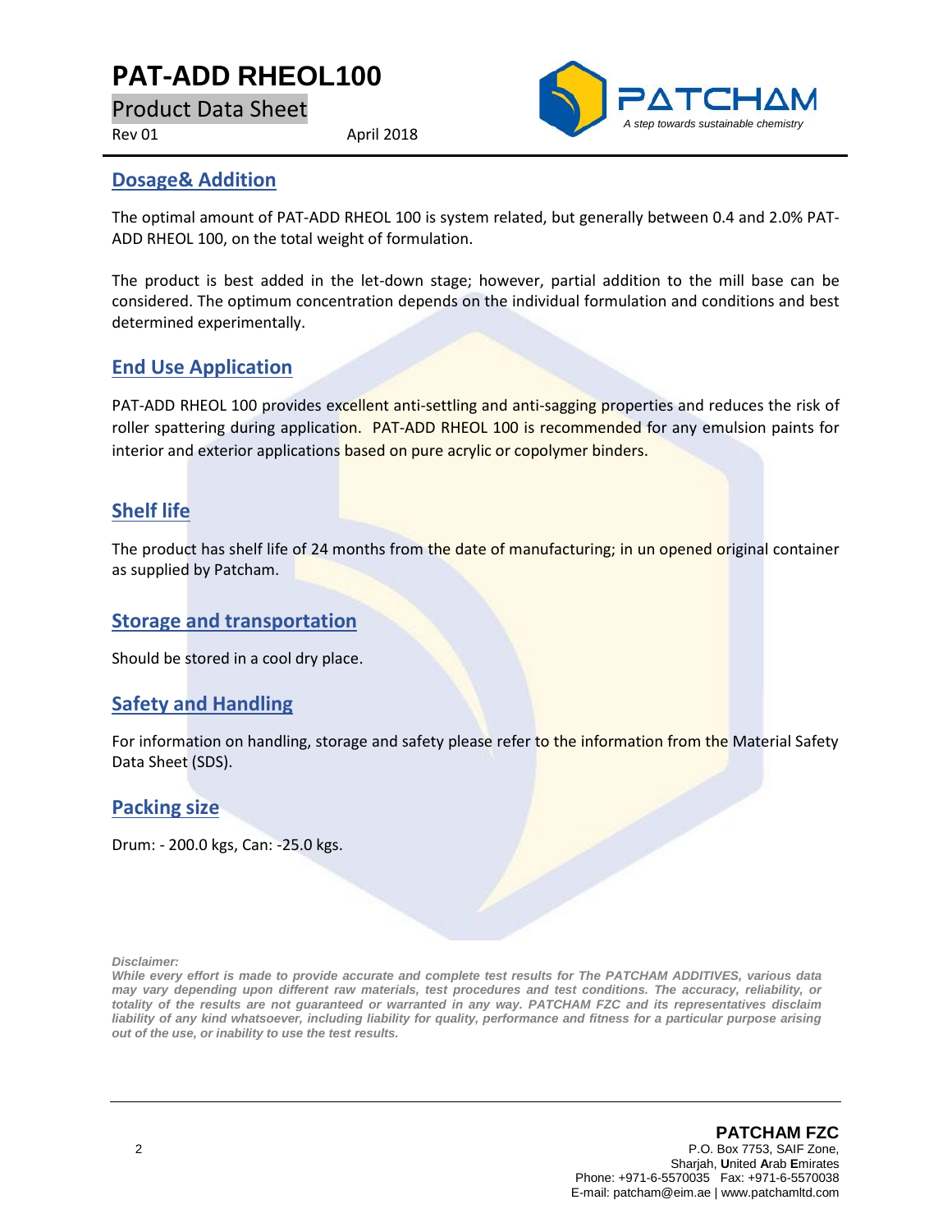# PAT-ADD RHEOL100

Product Data Sheet

Rev 01 April 2018

## Dosage& Addition

The optimal amount of PAT-ADD RHEOL 100 is system related, but generally between 0.4 and 2.0% PAT-ADD RHEOL 100, on the total weight of formulation.

The product is best added in the let-down stage; however, partial addition to the mill base can be considered. The optimum concentration depends on the individual formulation and conditions and best determined experimentally.

## End Use Application

PAT-ADD RHEOL 100 provides excellent anti-settling and anti-sagging properties and reduces the risk of roller spattering during application. PAT-ADD RHEOL 100 is recommended for any emulsion paints for interior and exterior applications based on pure acrylic or copolymer binders.

## Shelf life

The product has shelf life of 24 months from the date of manufacturing; in un opened original container as supplied by Patcham.

## Storage and transportation

Should be stored in a cool dry place.

## Safety and Handling

For information on handling, storage and safety please refer to the information from the Material Safety Data Sheet (SDS).

## Packing size

Drum: - 200.0 kgs, Can: -25.0 kgs.

***Disclaimer:***

***While every effort is made to provide accurate and complete test results for The PATCHAM ADDITIVES, various data may vary depending upon different raw materials, test procedures and test conditions. The accuracy, reliability, or totality of the results are not guaranteed or warranted in any way. PATCHAM FZC and its representatives disclaim liability of any kind whatsoever, including liability for quality, performance and fitness for a particular purpose arising out of the use, or inability to use the test results.***

**PATCHAM FZC**
P.O. Box 7753, SAIF Zone,
Sharjah, United Arab Emirates
Phone: +971-6-5570035 Fax: +971-6-5570038
E-mail: patcham@eim.ae | www.patchamltd.com